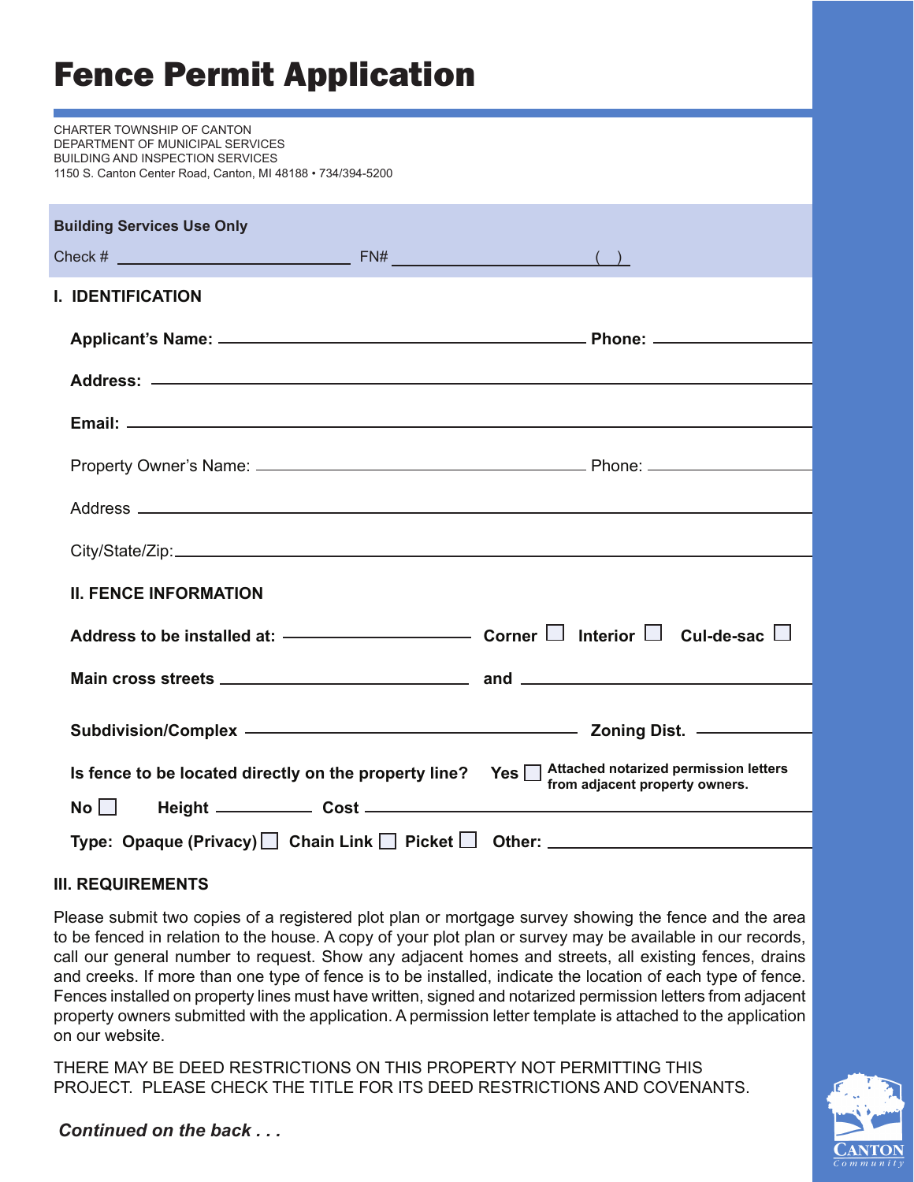# Fence Permit Application

CHARTER TOWNSHIP OF CANTON
DEPARTMENT OF MUNICIPAL SERVICES
BUILDING AND INSPECTION SERVICES
1150 S. Canton Center Road, Canton, MI 48188 • 734/394-5200

**Building Services Use Only**

Check # ______________________ FN# ______________________ ( )

## I. IDENTIFICATION

**Applicant's Name:** ______________________ **Phone:** ______________

**Address:** ______________________

**Email:** ______________________

Property Owner's Name: ______________________ Phone: ______________

Address ______________________

City/State/Zip: ______________________

## II. FENCE INFORMATION

**Address to be installed at:** ______________ **Corner** ☐ **Interior** ☐ **Cul-de-sac** ☐

**Main cross streets** ______________ **and** ______________

**Subdivision/Complex** ______________________ **Zoning Dist.** ______________

**Is fence to be located directly on the property line?** **Yes** ☐ **Attached notarized permission letters from adjacent property owners.**

**No** ☐ **Height** __________ **Cost** ______________

**Type: Opaque (Privacy)** ☐ **Chain Link** ☐ **Picket** ☐ **Other:** ______________

## III. REQUIREMENTS

Please submit two copies of a registered plot plan or mortgage survey showing the fence and the area to be fenced in relation to the house. A copy of your plot plan or survey may be available in our records, call our general number to request. Show any adjacent homes and streets, all existing fences, drains and creeks. If more than one type of fence is to be installed, indicate the location of each type of fence. Fences installed on property lines must have written, signed and notarized permission letters from adjacent property owners submitted with the application. A permission letter template is attached to the application on our website.

THERE MAY BE DEED RESTRICTIONS ON THIS PROPERTY NOT PERMITTING THIS PROJECT. PLEASE CHECK THE TITLE FOR ITS DEED RESTRICTIONS AND COVENANTS.

***Continued on the back . . .***

CANTON
Community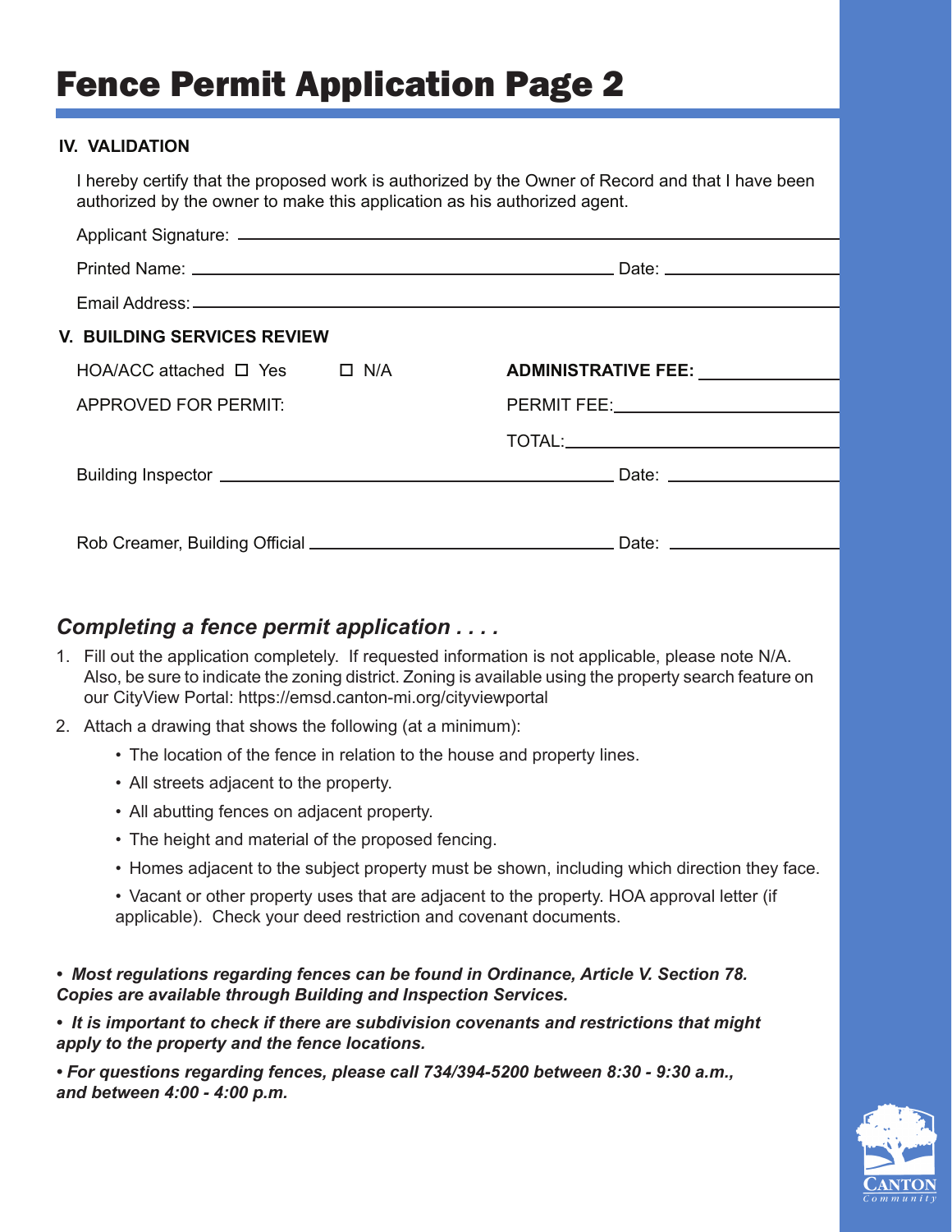# Fence Permit Application Page 2

### IV. VALIDATION

I hereby certify that the proposed work is authorized by the Owner of Record and that I have been authorized by the owner to make this application as his authorized agent.

Applicant Signature: ____________________

Printed Name: ____________________ Date: ____________

Email Address: ____________________

### V. BUILDING SERVICES REVIEW

HOA/ACC attached ☐ Yes ☐ N/A

**ADMINISTRATIVE FEE:** ____________

APPROVED FOR PERMIT:

PERMIT FEE: ____________

TOTAL: ____________

Building Inspector ____________________ Date: ____________

Rob Creamer, Building Official ____________________ Date: ____________

## *Completing a fence permit application . . . .*

1. Fill out the application completely. If requested information is not applicable, please note N/A. Also, be sure to indicate the zoning district. Zoning is available using the property search feature on our CityView Portal: https://emsd.canton-mi.org/cityviewportal
2. Attach a drawing that shows the following (at a minimum):
   - The location of the fence in relation to the house and property lines.
   - All streets adjacent to the property.
   - All abutting fences on adjacent property.
   - The height and material of the proposed fencing.
   - Homes adjacent to the subject property must be shown, including which direction they face.
   - Vacant or other property uses that are adjacent to the property. HOA approval letter (if applicable). Check your deed restriction and covenant documents.

***• Most regulations regarding fences can be found in Ordinance, Article V. Section 78. Copies are available through Building and Inspection Services.***

***• It is important to check if there are subdivision covenants and restrictions that might apply to the property and the fence locations.***

***• For questions regarding fences, please call 734/394-5200 between 8:30 - 9:30 a.m., and between 4:00 - 4:00 p.m.***

CANTON Community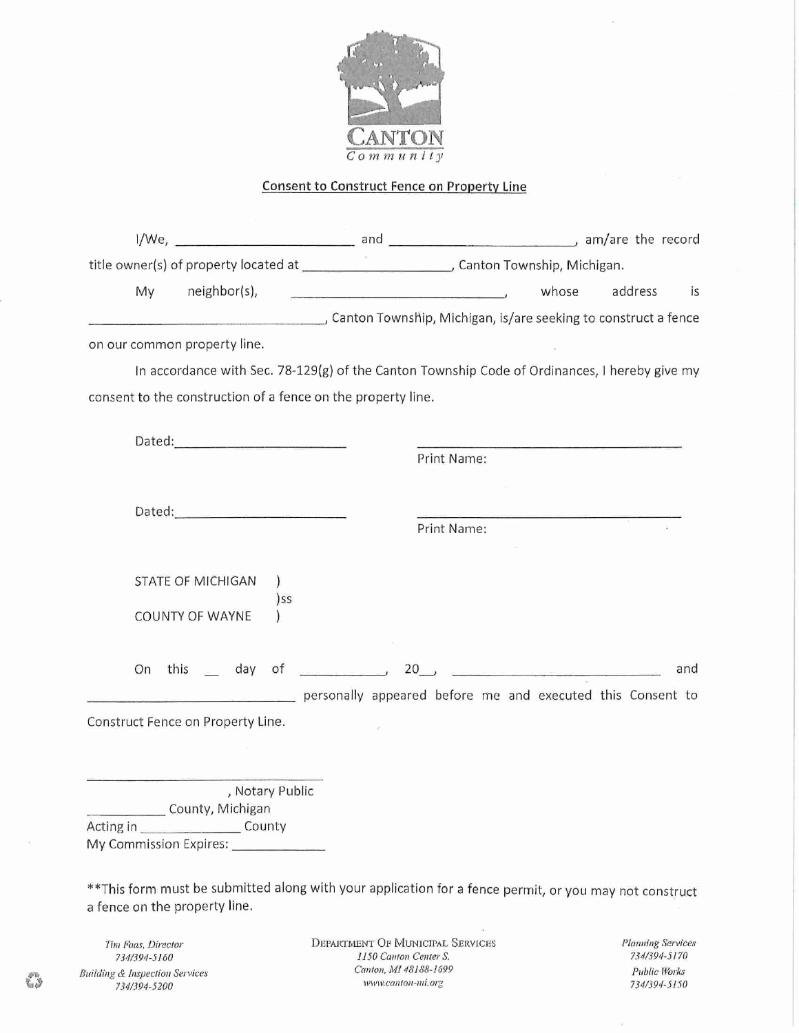CANTON
Community

## Consent to Construct Fence on Property Line

I/We, ______________________ and ______________________, am/are the record title owner(s) of property located at __________________, Canton Township, Michigan.

My neighbor(s), ____________________________, whose address is ______________________________, Canton Township, Michigan, is/are seeking to construct a fence on our common property line.

In accordance with Sec. 78-129(g) of the Canton Township Code of Ordinances, I hereby give my consent to the construction of a fence on the property line.

Dated:______________________ ___________________________________
Print Name:

Dated:______________________ ___________________________________
Print Name:

STATE OF MICHIGAN )
)ss
COUNTY OF WAYNE )

On this __ day of __________, 20__, __________________________ and ___________________________ personally appeared before me and executed this Consent to Construct Fence on Property Line.

______________________________
, Notary Public
__________ County, Michigan
Acting in ____________ County
My Commission Expires: ___________

**This form must be submitted along with your application for a fence permit, or you may not construct a fence on the property line.

*Tim Faas, Director*
*734/394-5160*
*Building & Inspection Services*
*734/394-5200*

DEPARTMENT OF MUNICIPAL SERVICES
*1150 Canton Center S.*
*Canton, MI 48188-1699*
*www.canton-mi.org*

*Planning Services*
*734/394-5170*
*Public Works*
*734/394-5150*